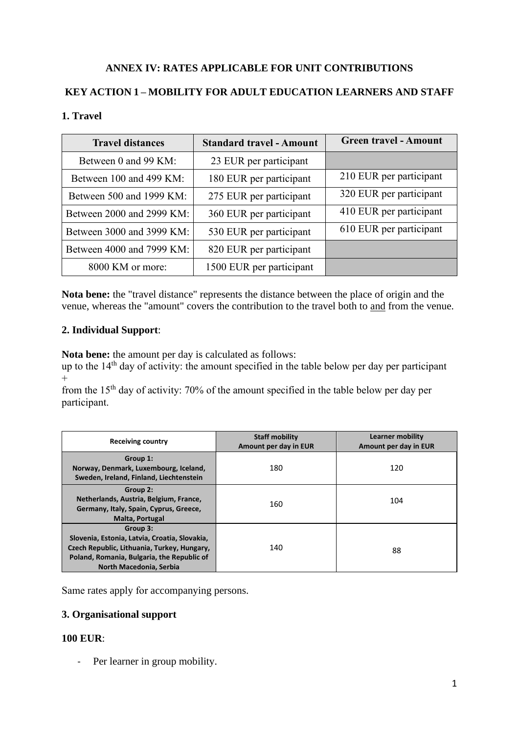**ANNEX IV: RATES APPLICABLE FOR UNIT CONTRIBUTIONS**

**KEY ACTION 1 – MOBILITY FOR ADULT EDUCATION LEARNERS AND STAFF**

## 1. Travel

| Travel distances | Standard travel - Amount | Green travel - Amount |
|---|---|---|
| Between 0 and 99 KM: | 23 EUR per participant | |
| Between 100 and 499 KM: | 180 EUR per participant | 210 EUR per participant |
| Between 500 and 1999 KM: | 275 EUR per participant | 320 EUR per participant |
| Between 2000 and 2999 KM: | 360 EUR per participant | 410 EUR per participant |
| Between 3000 and 3999 KM: | 530 EUR per participant | 610 EUR per participant |
| Between 4000 and 7999 KM: | 820 EUR per participant | |
| 8000 KM or more: | 1500 EUR per participant | |

**Nota bene:** the "travel distance" represents the distance between the place of origin and the venue, whereas the "amount" covers the contribution to the travel both to and from the venue.

## 2. Individual Support:

**Nota bene:** the amount per day is calculated as follows:
up to the 14th day of activity: the amount specified in the table below per day per participant
+
from the 15th day of activity: 70% of the amount specified in the table below per day per participant.

| Receiving country | Staff mobility Amount per day in EUR | Learner mobility Amount per day in EUR |
|---|---|---|
| **Group 1:** Norway, Denmark, Luxembourg, Iceland, Sweden, Ireland, Finland, Liechtenstein | 180 | 120 |
| **Group 2:** Netherlands, Austria, Belgium, France, Germany, Italy, Spain, Cyprus, Greece, Malta, Portugal | 160 | 104 |
| **Group 3:** Slovenia, Estonia, Latvia, Croatia, Slovakia, Czech Republic, Lithuania, Turkey, Hungary, Poland, Romania, Bulgaria, the Republic of North Macedonia, Serbia | 140 | 88 |

Same rates apply for accompanying persons.

## 3. Organisational support

**100 EUR**:

- Per learner in group mobility.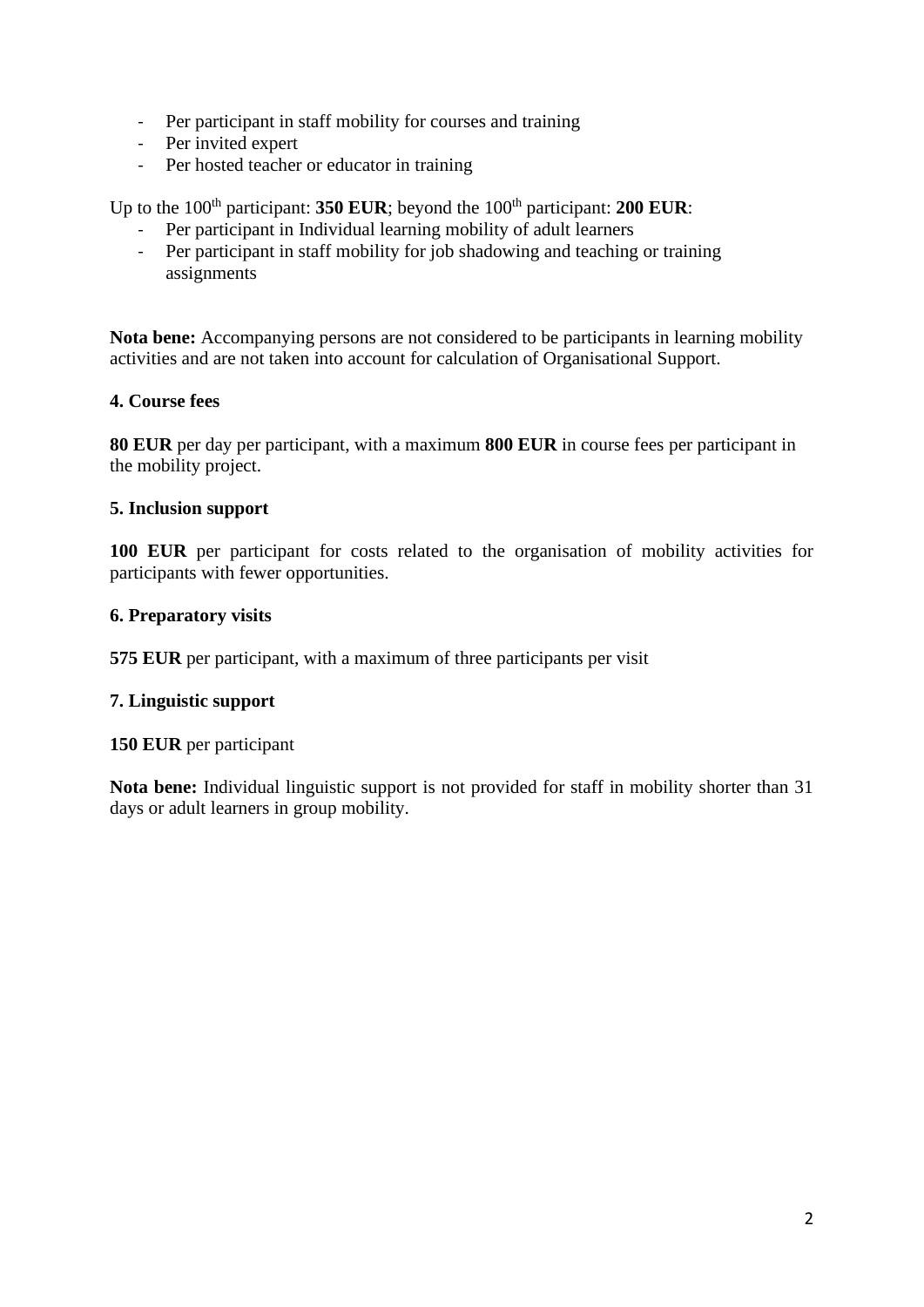- Per participant in staff mobility for courses and training
- Per invited expert
- Per hosted teacher or educator in training

Up to the 100th participant: **350 EUR**; beyond the 100th participant: **200 EUR**:

- Per participant in Individual learning mobility of adult learners
- Per participant in staff mobility for job shadowing and teaching or training assignments

**Nota bene:** Accompanying persons are not considered to be participants in learning mobility activities and are not taken into account for calculation of Organisational Support.

**4. Course fees**

**80 EUR** per day per participant, with a maximum **800 EUR** in course fees per participant in the mobility project.

**5. Inclusion support**

**100 EUR** per participant for costs related to the organisation of mobility activities for participants with fewer opportunities.

**6. Preparatory visits**

**575 EUR** per participant, with a maximum of three participants per visit

**7. Linguistic support**

**150 EUR** per participant

**Nota bene:** Individual linguistic support is not provided for staff in mobility shorter than 31 days or adult learners in group mobility.